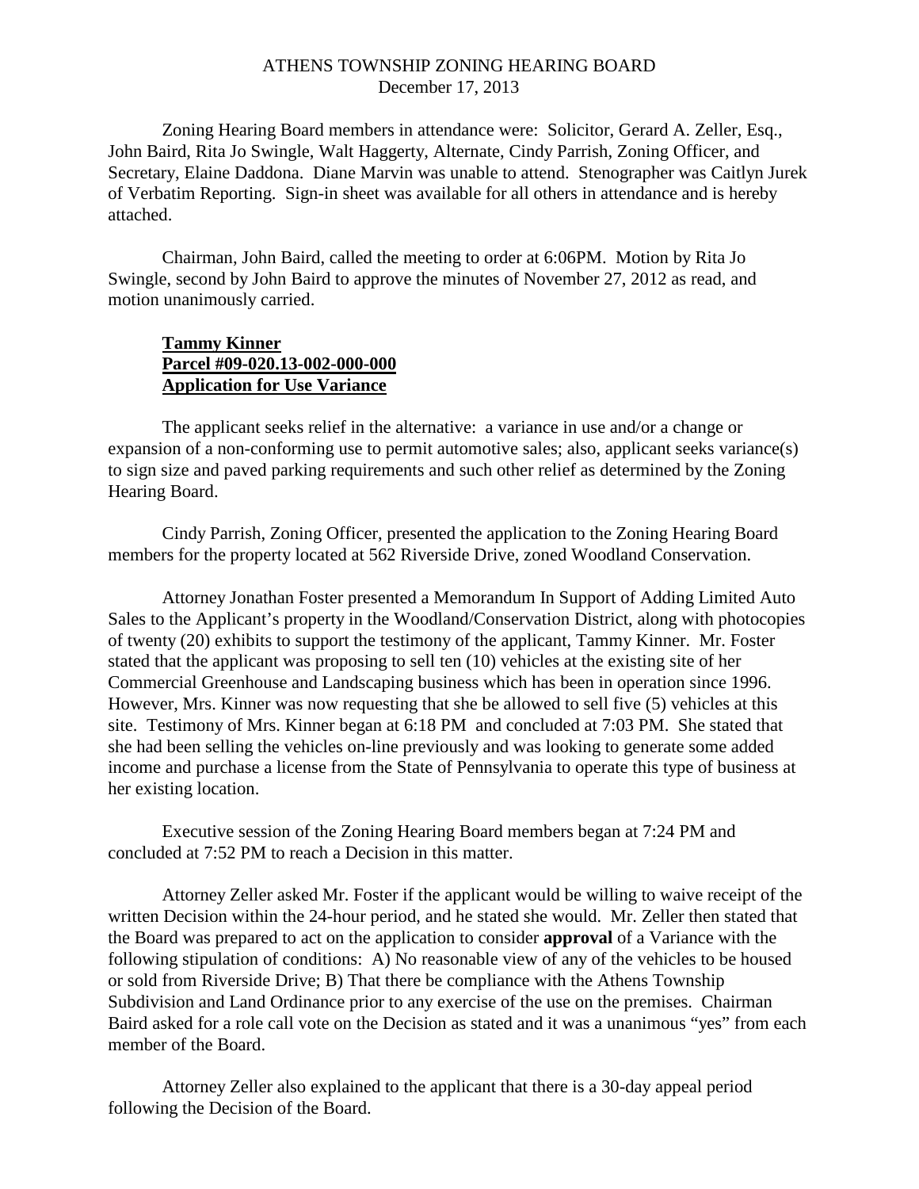ATHENS TOWNSHIP ZONING HEARING BOARD
December 17, 2013

Zoning Hearing Board members in attendance were: Solicitor, Gerard A. Zeller, Esq., John Baird, Rita Jo Swingle, Walt Haggerty, Alternate, Cindy Parrish, Zoning Officer, and Secretary, Elaine Daddona. Diane Marvin was unable to attend. Stenographer was Caitlyn Jurek of Verbatim Reporting. Sign-in sheet was available for all others in attendance and is hereby attached.

Chairman, John Baird, called the meeting to order at 6:06PM. Motion by Rita Jo Swingle, second by John Baird to approve the minutes of November 27, 2012 as read, and motion unanimously carried.

**Tammy Kinner**
**Parcel #09-020.13-002-000-000**
**Application for Use Variance**

The applicant seeks relief in the alternative: a variance in use and/or a change or expansion of a non-conforming use to permit automotive sales; also, applicant seeks variance(s) to sign size and paved parking requirements and such other relief as determined by the Zoning Hearing Board.

Cindy Parrish, Zoning Officer, presented the application to the Zoning Hearing Board members for the property located at 562 Riverside Drive, zoned Woodland Conservation.

Attorney Jonathan Foster presented a Memorandum In Support of Adding Limited Auto Sales to the Applicant's property in the Woodland/Conservation District, along with photocopies of twenty (20) exhibits to support the testimony of the applicant, Tammy Kinner. Mr. Foster stated that the applicant was proposing to sell ten (10) vehicles at the existing site of her Commercial Greenhouse and Landscaping business which has been in operation since 1996. However, Mrs. Kinner was now requesting that she be allowed to sell five (5) vehicles at this site. Testimony of Mrs. Kinner began at 6:18 PM and concluded at 7:03 PM. She stated that she had been selling the vehicles on-line previously and was looking to generate some added income and purchase a license from the State of Pennsylvania to operate this type of business at her existing location.

Executive session of the Zoning Hearing Board members began at 7:24 PM and concluded at 7:52 PM to reach a Decision in this matter.

Attorney Zeller asked Mr. Foster if the applicant would be willing to waive receipt of the written Decision within the 24-hour period, and he stated she would. Mr. Zeller then stated that the Board was prepared to act on the application to consider **approval** of a Variance with the following stipulation of conditions: A) No reasonable view of any of the vehicles to be housed or sold from Riverside Drive; B) That there be compliance with the Athens Township Subdivision and Land Ordinance prior to any exercise of the use on the premises. Chairman Baird asked for a role call vote on the Decision as stated and it was a unanimous "yes" from each member of the Board.

Attorney Zeller also explained to the applicant that there is a 30-day appeal period following the Decision of the Board.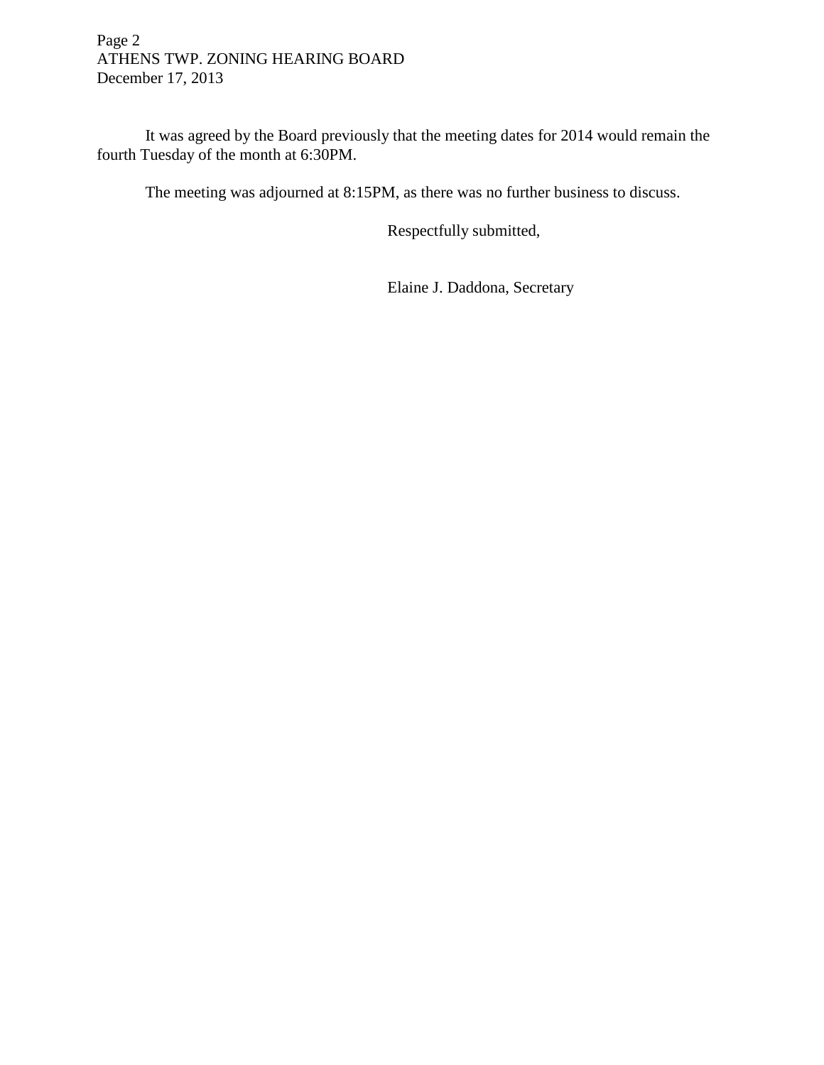It was agreed by the Board previously that the meeting dates for 2014 would remain the fourth Tuesday of the month at 6:30PM.

The meeting was adjourned at 8:15PM, as there was no further business to discuss.

Respectfully submitted,

Elaine J. Daddona, Secretary